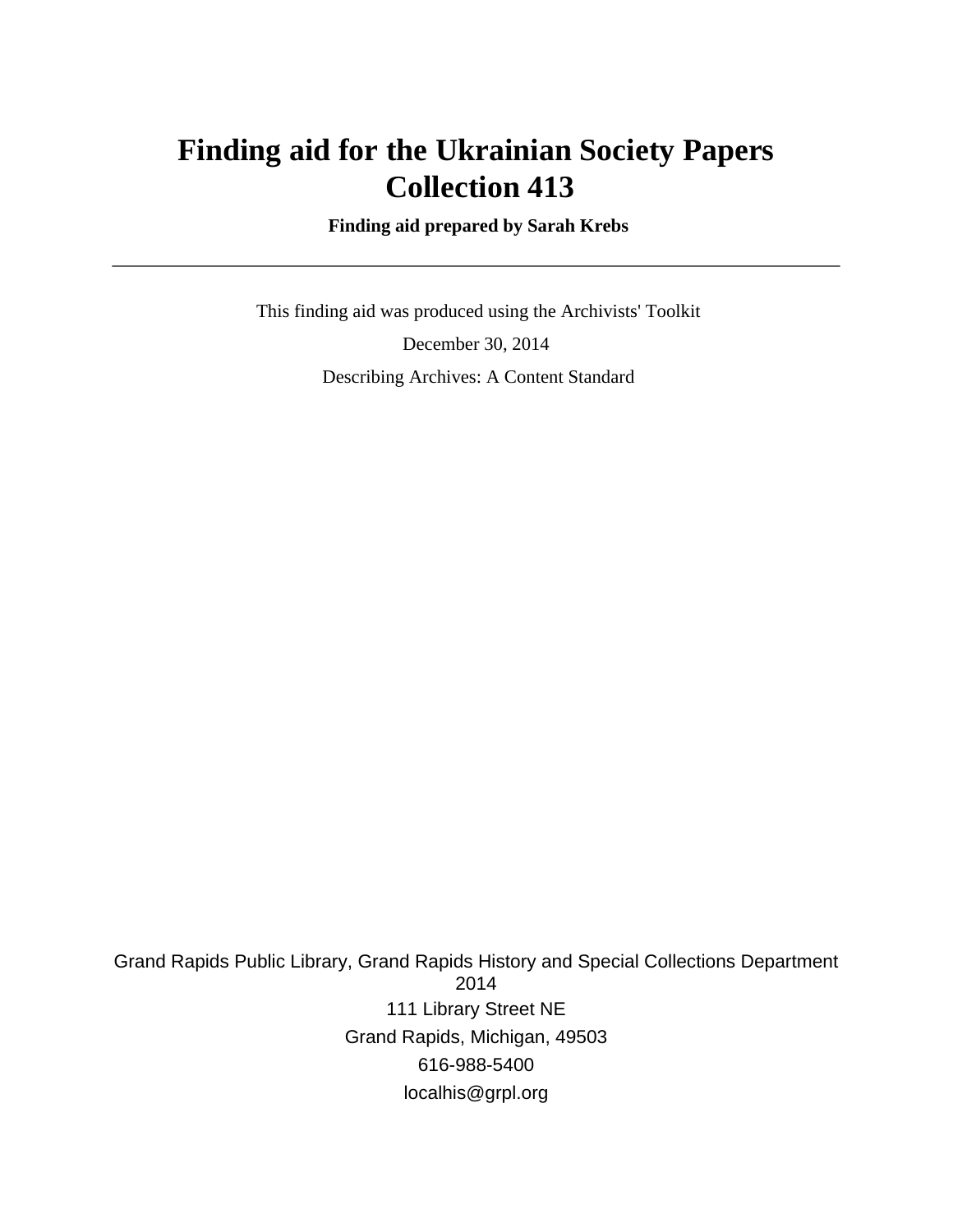# Finding aid for the Ukrainian Society Papers Collection 413

**Finding aid prepared by Sarah Krebs**

---

This finding aid was produced using the Archivists' Toolkit

December 30, 2014

Describing Archives: A Content Standard

Grand Rapids Public Library, Grand Rapids History and Special Collections Department
2014

111 Library Street NE

Grand Rapids, Michigan, 49503

616-988-5400

localhis@grpl.org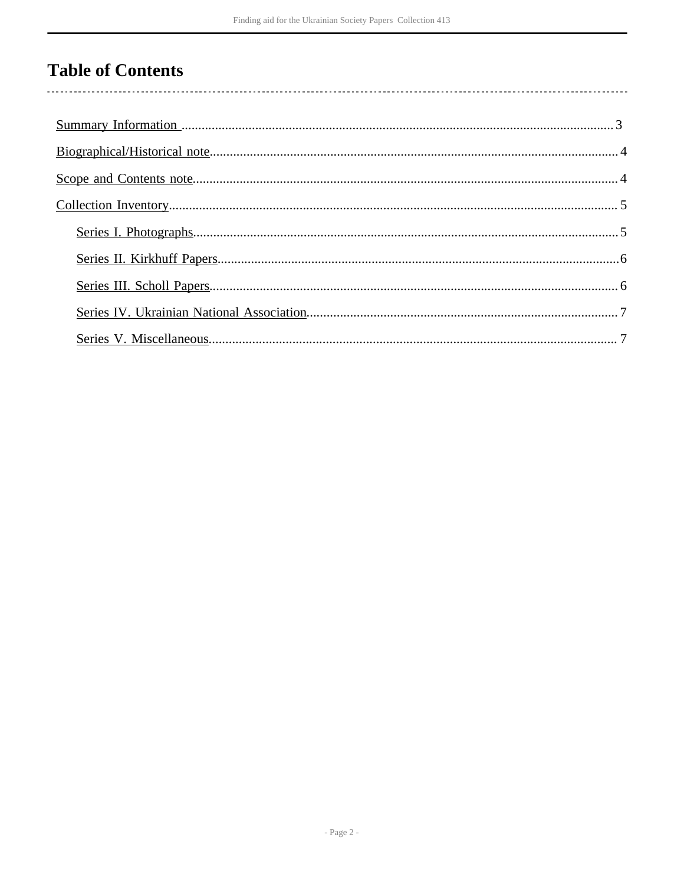# Table of Contents

- Summary Information .......... 3
- Biographical/Historical note .......... 4
- Scope and Contents note .......... 4
- Collection Inventory .......... 5
  - Series I. Photographs .......... 5
  - Series II. Kirkhuff Papers .......... 6
  - Series III. Scholl Papers .......... 6
  - Series IV. Ukrainian National Association .......... 7
  - Series V. Miscellaneous .......... 7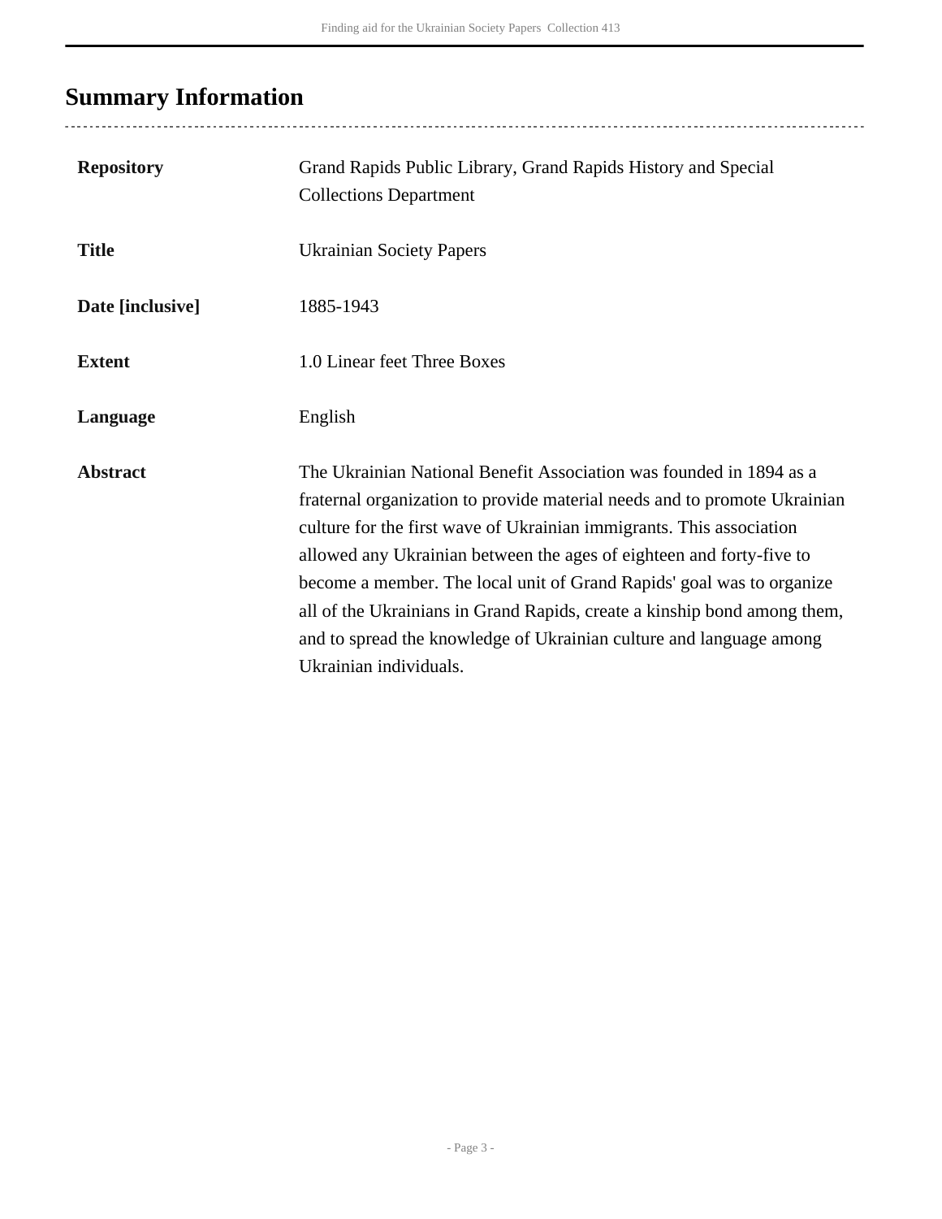## Summary Information

| | |
|---|---|
| **Repository** | Grand Rapids Public Library, Grand Rapids History and Special Collections Department |
| **Title** | Ukrainian Society Papers |
| **Date [inclusive]** | 1885-1943 |
| **Extent** | 1.0 Linear feet Three Boxes |
| **Language** | English |
| **Abstract** | The Ukrainian National Benefit Association was founded in 1894 as a fraternal organization to provide material needs and to promote Ukrainian culture for the first wave of Ukrainian immigrants. This association allowed any Ukrainian between the ages of eighteen and forty-five to become a member. The local unit of Grand Rapids' goal was to organize all of the Ukrainians in Grand Rapids, create a kinship bond among them, and to spread the knowledge of Ukrainian culture and language among Ukrainian individuals. |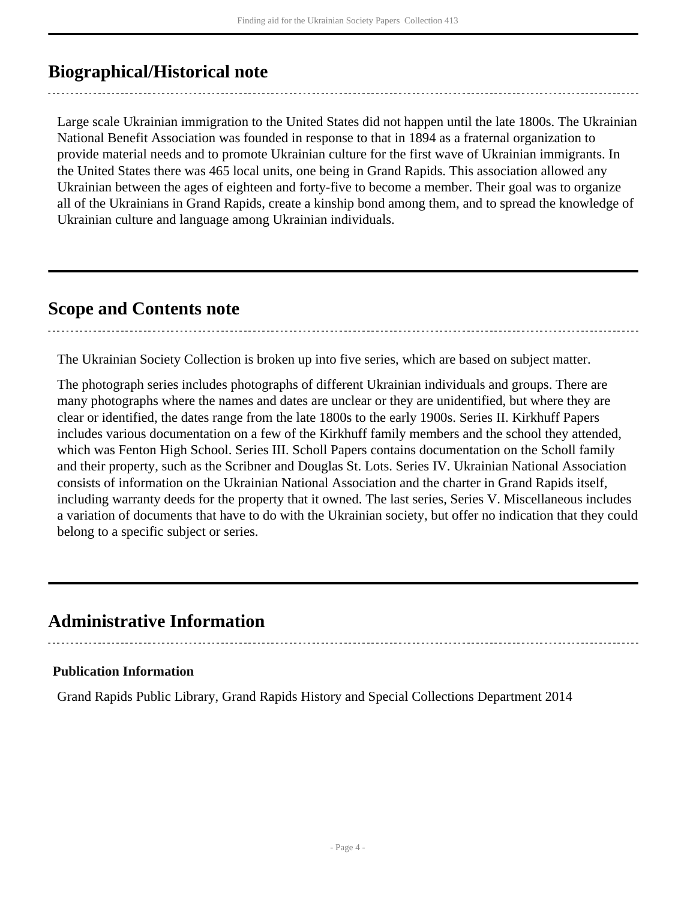## Biographical/Historical note

Large scale Ukrainian immigration to the United States did not happen until the late 1800s. The Ukrainian National Benefit Association was founded in response to that in 1894 as a fraternal organization to provide material needs and to promote Ukrainian culture for the first wave of Ukrainian immigrants. In the United States there was 465 local units, one being in Grand Rapids. This association allowed any Ukrainian between the ages of eighteen and forty-five to become a member. Their goal was to organize all of the Ukrainians in Grand Rapids, create a kinship bond among them, and to spread the knowledge of Ukrainian culture and language among Ukrainian individuals.

## Scope and Contents note

The Ukrainian Society Collection is broken up into five series, which are based on subject matter.

The photograph series includes photographs of different Ukrainian individuals and groups. There are many photographs where the names and dates are unclear or they are unidentified, but where they are clear or identified, the dates range from the late 1800s to the early 1900s. Series II. Kirkhuff Papers includes various documentation on a few of the Kirkhuff family members and the school they attended, which was Fenton High School. Series III. Scholl Papers contains documentation on the Scholl family and their property, such as the Scribner and Douglas St. Lots. Series IV. Ukrainian National Association consists of information on the Ukrainian National Association and the charter in Grand Rapids itself, including warranty deeds for the property that it owned. The last series, Series V. Miscellaneous includes a variation of documents that have to do with the Ukrainian society, but offer no indication that they could belong to a specific subject or series.

## Administrative Information

### Publication Information

Grand Rapids Public Library, Grand Rapids History and Special Collections Department 2014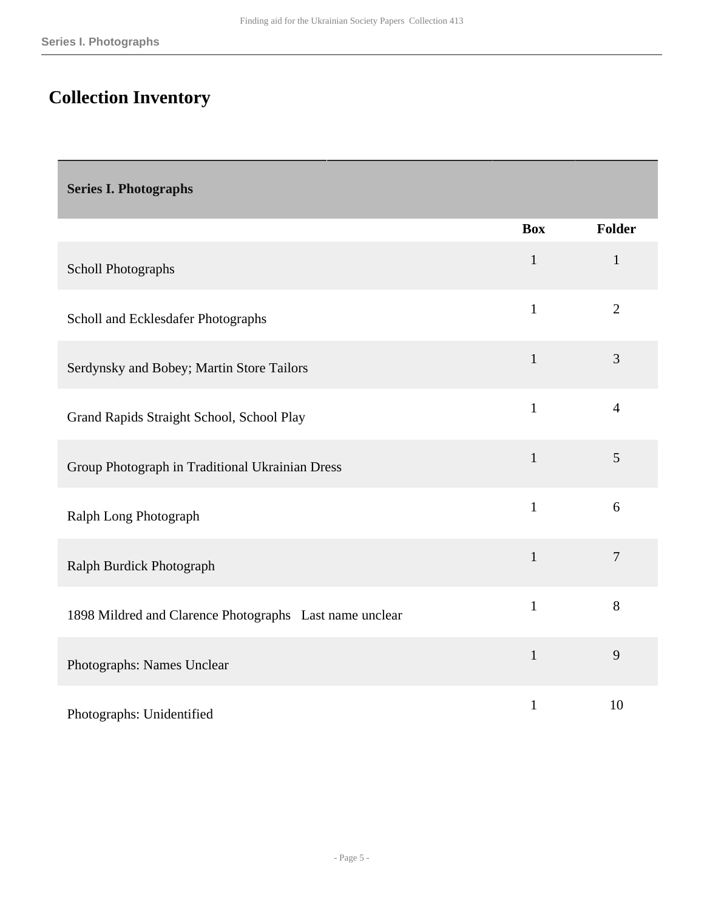# Collection Inventory

| Series I. Photographs | | |
| --- | --- | --- |
| | **Box** | **Folder** |
| Scholl Photographs | 1 | 1 |
| Scholl and Ecklesdafer Photographs | 1 | 2 |
| Serdynsky and Bobey; Martin Store Tailors | 1 | 3 |
| Grand Rapids Straight School, School Play | 1 | 4 |
| Group Photograph in Traditional Ukrainian Dress | 1 | 5 |
| Ralph Long Photograph | 1 | 6 |
| Ralph Burdick Photograph | 1 | 7 |
| 1898 Mildred and Clarence Photographs Last name unclear | 1 | 8 |
| Photographs: Names Unclear | 1 | 9 |
| Photographs: Unidentified | 1 | 10 |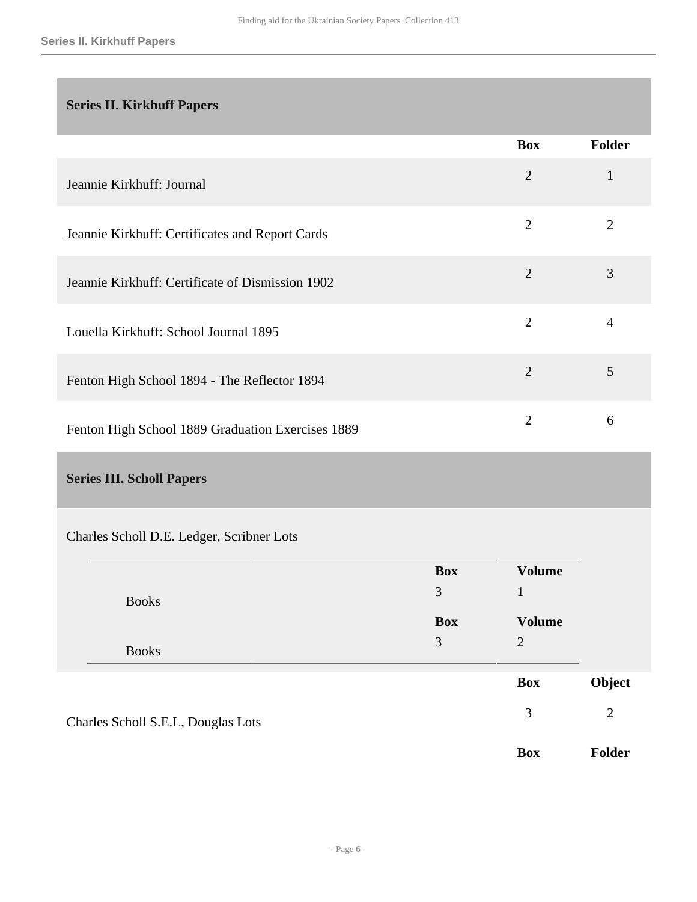## Series II. Kirkhuff Papers

| | Box | Folder |
|---|---|---|
| Jeannie Kirkhuff: Journal | 2 | 1 |
| Jeannie Kirkhuff: Certificates and Report Cards | 2 | 2 |
| Jeannie Kirkhuff: Certificate of Dismission 1902 | 2 | 3 |
| Louella Kirkhuff: School Journal 1895 | 2 | 4 |
| Fenton High School 1894 - The Reflector 1894 | 2 | 5 |
| Fenton High School 1889 Graduation Exercises 1889 | 2 | 6 |

## Series III. Scholl Papers

Charles Scholl D.E. Ledger, Scribner Lots

| | Box | Volume |
|---|---|---|
| Books | 3 | 1 |
| Books | 3 | 2 |

| | Box | Object |
|---|---|---|
| Charles Scholl S.E.L, Douglas Lots | 3 | 2 |

| | Box | Folder |
|---|---|---|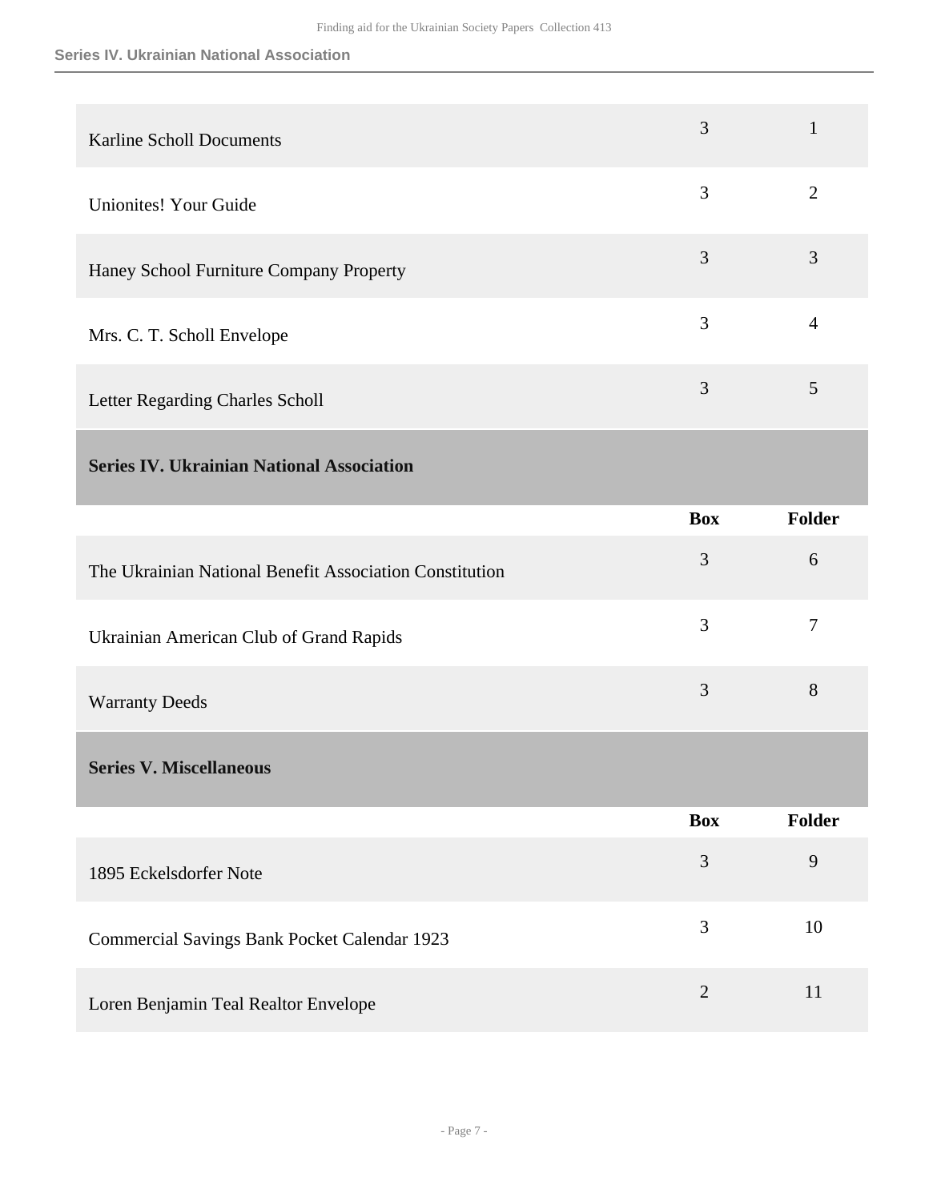| | Box | Folder |
|---|---|---|
| Karline Scholl Documents | 3 | 1 |
| Unionites! Your Guide | 3 | 2 |
| Haney School Furniture Company Property | 3 | 3 |
| Mrs. C. T. Scholl Envelope | 3 | 4 |
| Letter Regarding Charles Scholl | 3 | 5 |

## Series IV. Ukrainian National Association

| | Box | Folder |
|---|---|---|
| The Ukrainian National Benefit Association Constitution | 3 | 6 |
| Ukrainian American Club of Grand Rapids | 3 | 7 |
| Warranty Deeds | 3 | 8 |

## Series V. Miscellaneous

| | Box | Folder |
|---|---|---|
| 1895 Eckelsdorfer Note | 3 | 9 |
| Commercial Savings Bank Pocket Calendar 1923 | 3 | 10 |
| Loren Benjamin Teal Realtor Envelope | 2 | 11 |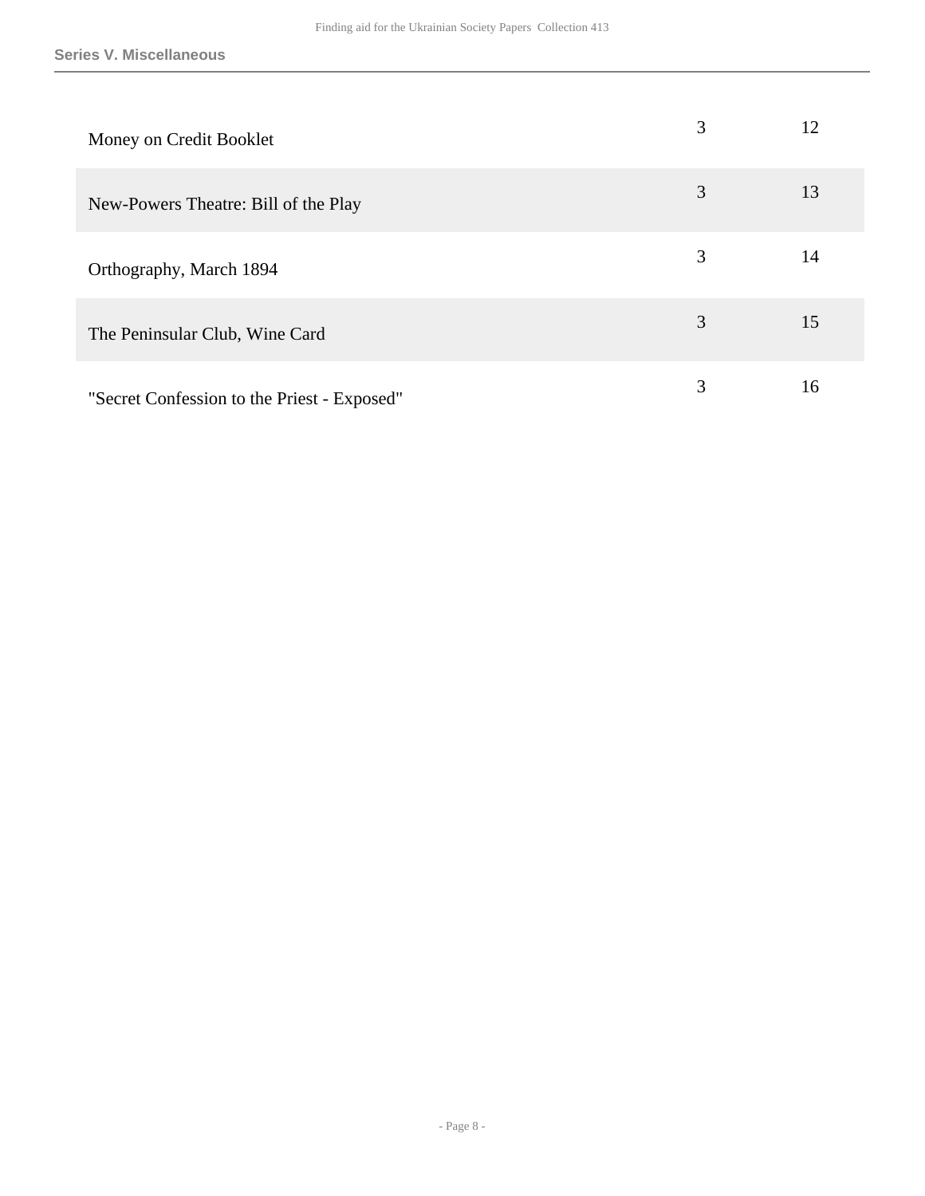| | | |
|---|---|---|
| Money on Credit Booklet | 3 | 12 |
| New-Powers Theatre: Bill of the Play | 3 | 13 |
| Orthography, March 1894 | 3 | 14 |
| The Peninsular Club, Wine Card | 3 | 15 |
| "Secret Confession to the Priest - Exposed" | 3 | 16 |